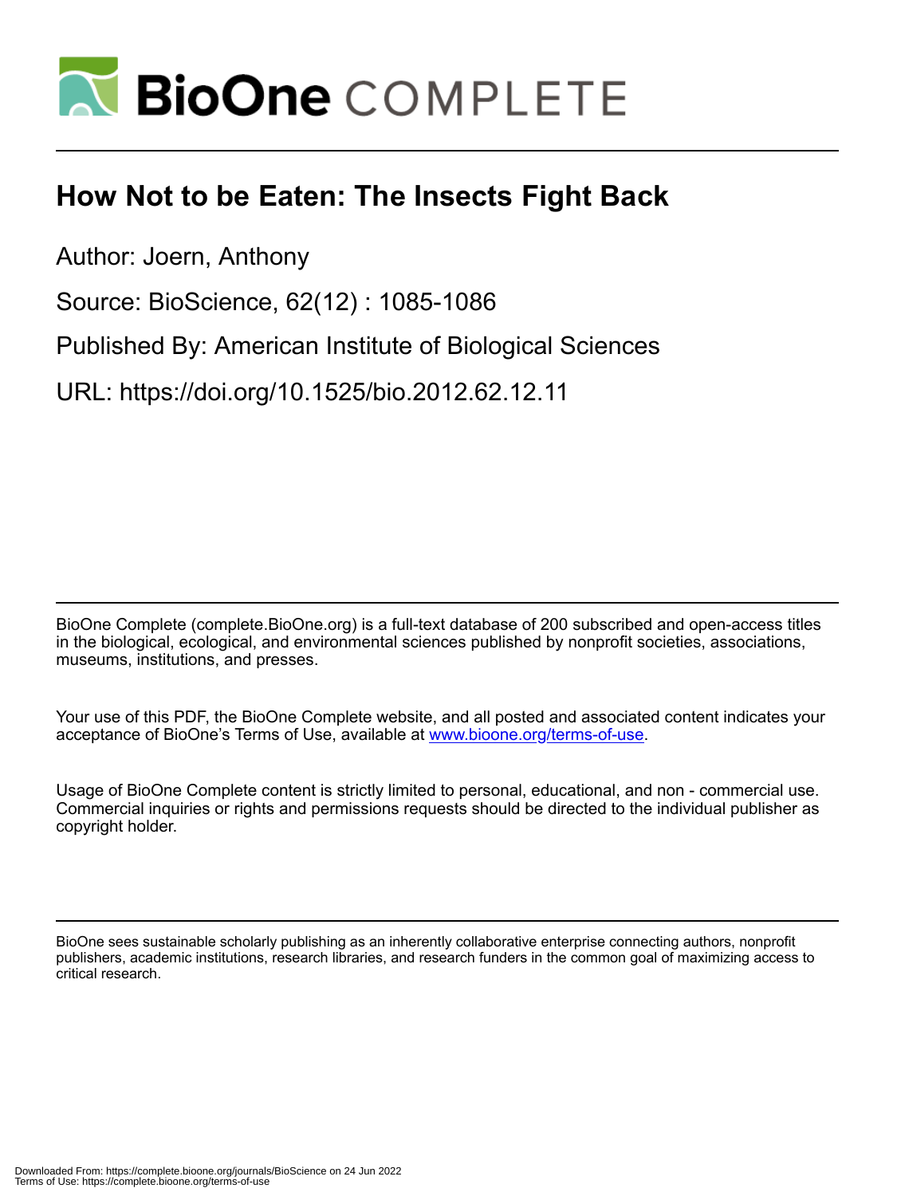# How Not to be Eaten: The Insects Fight Back

Author: Joern, Anthony

Source: BioScience, 62(12) : 1085-1086

Published By: American Institute of Biological Sciences

URL: https://doi.org/10.1525/bio.2012.62.12.11

BioOne Complete (complete.BioOne.org) is a full-text database of 200 subscribed and open-access titles in the biological, ecological, and environmental sciences published by nonprofit societies, associations, museums, institutions, and presses.

Your use of this PDF, the BioOne Complete website, and all posted and associated content indicates your acceptance of BioOne's Terms of Use, available at www.bioone.org/terms-of-use.

Usage of BioOne Complete content is strictly limited to personal, educational, and non - commercial use. Commercial inquiries or rights and permissions requests should be directed to the individual publisher as copyright holder.

BioOne sees sustainable scholarly publishing as an inherently collaborative enterprise connecting authors, nonprofit publishers, academic institutions, research libraries, and research funders in the common goal of maximizing access to critical research.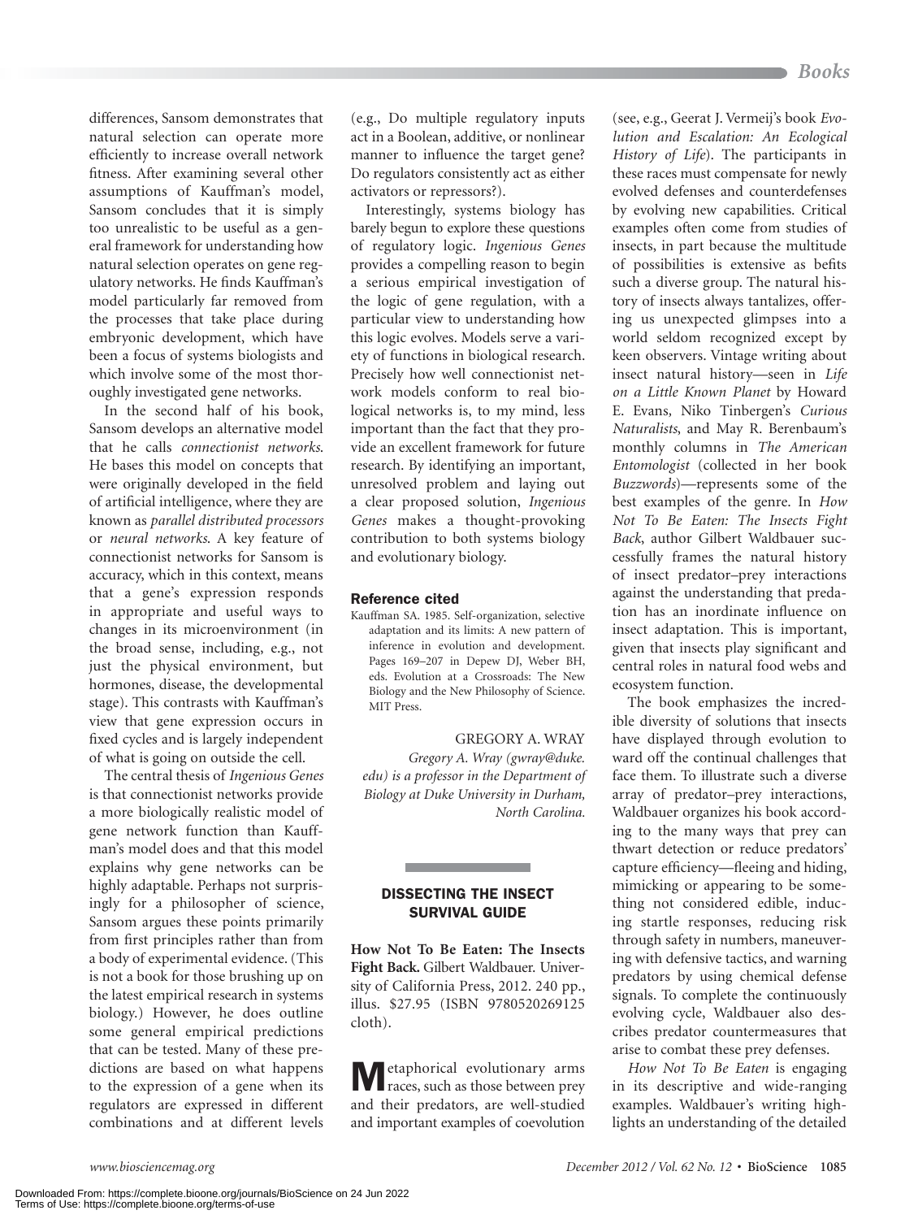differences, Sansom demonstrates that natural selection can operate more efficiently to increase overall network fitness. After examining several other assumptions of Kauffman's model, Sansom concludes that it is simply too unrealistic to be useful as a general framework for understanding how natural selection operates on gene regulatory networks. He finds Kauffman's model particularly far removed from the processes that take place during embryonic development, which have been a focus of systems biologists and which involve some of the most thoroughly investigated gene networks.

In the second half of his book, Sansom develops an alternative model that he calls *connectionist networks*. He bases this model on concepts that were originally developed in the field of artificial intelligence, where they are known as *parallel distributed processors* or *neural networks*. A key feature of connectionist networks for Sansom is accuracy, which in this context, means that a gene's expression responds in appropriate and useful ways to changes in its microenvironment (in the broad sense, including, e.g., not just the physical environment, but hormones, disease, the developmental stage). This contrasts with Kauffman's view that gene expression occurs in fixed cycles and is largely independent of what is going on outside the cell.

The central thesis of *Ingenious Genes* is that connectionist networks provide a more biologically realistic model of gene network function than Kauffman's model does and that this model explains why gene networks can be highly adaptable. Perhaps not surprisingly for a philosopher of science, Sansom argues these points primarily from first principles rather than from a body of experimental evidence. (This is not a book for those brushing up on the latest empirical research in systems biology.) However, he does outline some general empirical predictions that can be tested. Many of these predictions are based on what happens to the expression of a gene when its regulators are expressed in different combinations and at different levels (e.g., Do multiple regulatory inputs act in a Boolean, additive, or nonlinear manner to influence the target gene? Do regulators consistently act as either activators or repressors?).

Interestingly, systems biology has barely begun to explore these questions of regulatory logic. *Ingenious Genes* provides a compelling reason to begin a serious empirical investigation of the logic of gene regulation, with a particular view to understanding how this logic evolves. Models serve a variety of functions in biological research. Precisely how well connectionist network models conform to real biological networks is, to my mind, less important than the fact that they provide an excellent framework for future research. By identifying an important, unresolved problem and laying out a clear proposed solution, *Ingenious Genes* makes a thought-provoking contribution to both systems biology and evolutionary biology.

#### Reference cited

Kauffman SA. 1985. Self-organization, selective adaptation and its limits: A new pattern of inference in evolution and development. Pages 169–207 in Depew DJ, Weber BH, eds. Evolution at a Crossroads: The New Biology and the New Philosophy of Science. MIT Press.

GREGORY A. WRAY

*Gregory A. Wray (gwray@duke.edu) is a professor in the Department of Biology at Duke University in Durham, North Carolina.*

## DISSECTING THE INSECT SURVIVAL GUIDE

**How Not To Be Eaten: The Insects Fight Back.** Gilbert Waldbauer. University of California Press, 2012. 240 pp., illus. $27.95 (ISBN 9780520269125 cloth).

Metaphorical evolutionary arms races, such as those between prey and their predators, are well-studied and important examples of coevolution (see, e.g., Geerat J. Vermeij's book *Evolution and Escalation: An Ecological History of Life*). The participants in these races must compensate for newly evolved defenses and counterdefenses by evolving new capabilities. Critical examples often come from studies of insects, in part because the multitude of possibilities is extensive as befits such a diverse group. The natural history of insects always tantalizes, offering us unexpected glimpses into a world seldom recognized except by keen observers. Vintage writing about insect natural history—seen in *Life on a Little Known Planet* by Howard E. Evans, Niko Tinbergen's *Curious Naturalists*, and May R. Berenbaum's monthly columns in *The American Entomologist* (collected in her book *Buzzwords*)—represents some of the best examples of the genre. In *How Not To Be Eaten: The Insects Fight Back*, author Gilbert Waldbauer successfully frames the natural history of insect predator–prey interactions against the understanding that predation has an inordinate influence on insect adaptation. This is important, given that insects play significant and central roles in natural food webs and ecosystem function.

The book emphasizes the incredible diversity of solutions that insects have displayed through evolution to ward off the continual challenges that face them. To illustrate such a diverse array of predator–prey interactions, Waldbauer organizes his book according to the many ways that prey can thwart detection or reduce predators' capture efficiency—fleeing and hiding, mimicking or appearing to be something not considered edible, inducing startle responses, reducing risk through safety in numbers, maneuvering with defensive tactics, and warning predators by using chemical defense signals. To complete the continuously evolving cycle, Waldbauer also describes predator countermeasures that arise to combat these prey defenses.

*How Not To Be Eaten* is engaging in its descriptive and wide-ranging examples. Waldbauer's writing highlights an understanding of the detailed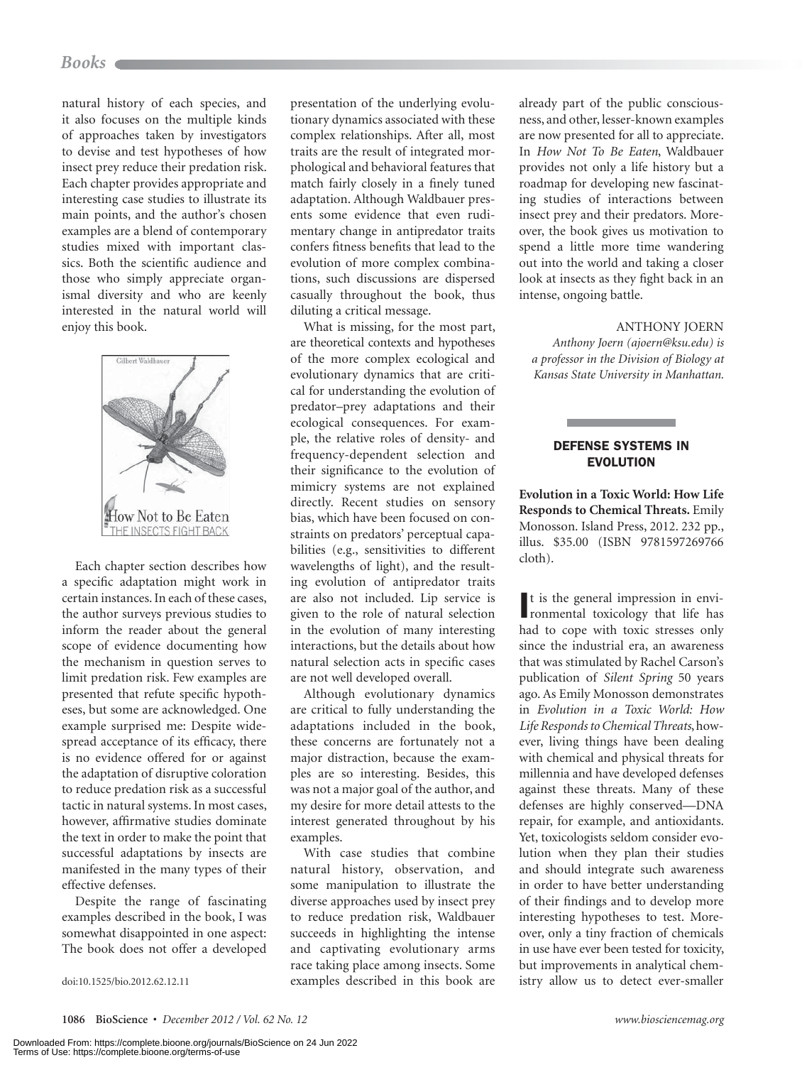natural history of each species, and it also focuses on the multiple kinds of approaches taken by investigators to devise and test hypotheses of how insect prey reduce their predation risk. Each chapter provides appropriate and interesting case studies to illustrate its main points, and the author's chosen examples are a blend of contemporary studies mixed with important classics. Both the scientific audience and those who simply appreciate organismal diversity and who are keenly interested in the natural world will enjoy this book.

Each chapter section describes how a specific adaptation might work in certain instances. In each of these cases, the author surveys previous studies to inform the reader about the general scope of evidence documenting how the mechanism in question serves to limit predation risk. Few examples are presented that refute specific hypotheses, but some are acknowledged. One example surprised me: Despite widespread acceptance of its efficacy, there is no evidence offered for or against the adaptation of disruptive coloration to reduce predation risk as a successful tactic in natural systems. In most cases, however, affirmative studies dominate the text in order to make the point that successful adaptations by insects are manifested in the many types of their effective defenses.

Despite the range of fascinating examples described in the book, I was somewhat disappointed in one aspect: The book does not offer a developed presentation of the underlying evolutionary dynamics associated with these complex relationships. After all, most traits are the result of integrated morphological and behavioral features that match fairly closely in a finely tuned adaptation. Although Waldbauer presents some evidence that even rudimentary change in antipredator traits confers fitness benefits that lead to the evolution of more complex combinations, such discussions are dispersed casually throughout the book, thus diluting a critical message.

What is missing, for the most part, are theoretical contexts and hypotheses of the more complex ecological and evolutionary dynamics that are critical for understanding the evolution of predator–prey adaptations and their ecological consequences. For example, the relative roles of density- and frequency-dependent selection and their significance to the evolution of mimicry systems are not explained directly. Recent studies on sensory bias, which have been focused on constraints on predators' perceptual capabilities (e.g., sensitivities to different wavelengths of light), and the resulting evolution of antipredator traits are also not included. Lip service is given to the role of natural selection in the evolution of many interesting interactions, but the details about how natural selection acts in specific cases are not well developed overall.

Although evolutionary dynamics are critical to fully understanding the adaptations included in the book, these concerns are fortunately not a major distraction, because the examples are so interesting. Besides, this was not a major goal of the author, and my desire for more detail attests to the interest generated throughout by his examples.

With case studies that combine natural history, observation, and some manipulation to illustrate the diverse approaches used by insect prey to reduce predation risk, Waldbauer succeeds in highlighting the intense and captivating evolutionary arms race taking place among insects. Some examples described in this book are already part of the public consciousness, and other, lesser-known examples are now presented for all to appreciate. In *How Not To Be Eaten*, Waldbauer provides not only a life history but a roadmap for developing new fascinating studies of interactions between insect prey and their predators. Moreover, the book gives us motivation to spend a little more time wandering out into the world and taking a closer look at insects as they fight back in an intense, ongoing battle.

ANTHONY JOERN

*Anthony Joern (ajoern@ksu.edu) is a professor in the Division of Biology at Kansas State University in Manhattan.*

doi:10.1525/bio.2012.62.12.11

## DEFENSE SYSTEMS IN EVOLUTION

**Evolution in a Toxic World: How Life Responds to Chemical Threats.** Emily Monosson. Island Press, 2012. 232 pp., illus. $35.00 (ISBN 9781597269766 cloth).

It is the general impression in environmental toxicology that life has had to cope with toxic stresses only since the industrial era, an awareness that was stimulated by Rachel Carson's publication of *Silent Spring* 50 years ago. As Emily Monosson demonstrates in *Evolution in a Toxic World: How Life Responds to Chemical Threats*, however, living things have been dealing with chemical and physical threats for millennia and have developed defenses against these threats. Many of these defenses are highly conserved—DNA repair, for example, and antioxidants. Yet, toxicologists seldom consider evolution when they plan their studies and should integrate such awareness in order to have better understanding of their findings and to develop more interesting hypotheses to test. Moreover, only a tiny fraction of chemicals in use have ever been tested for toxicity, but improvements in analytical chemistry allow us to detect ever-smaller